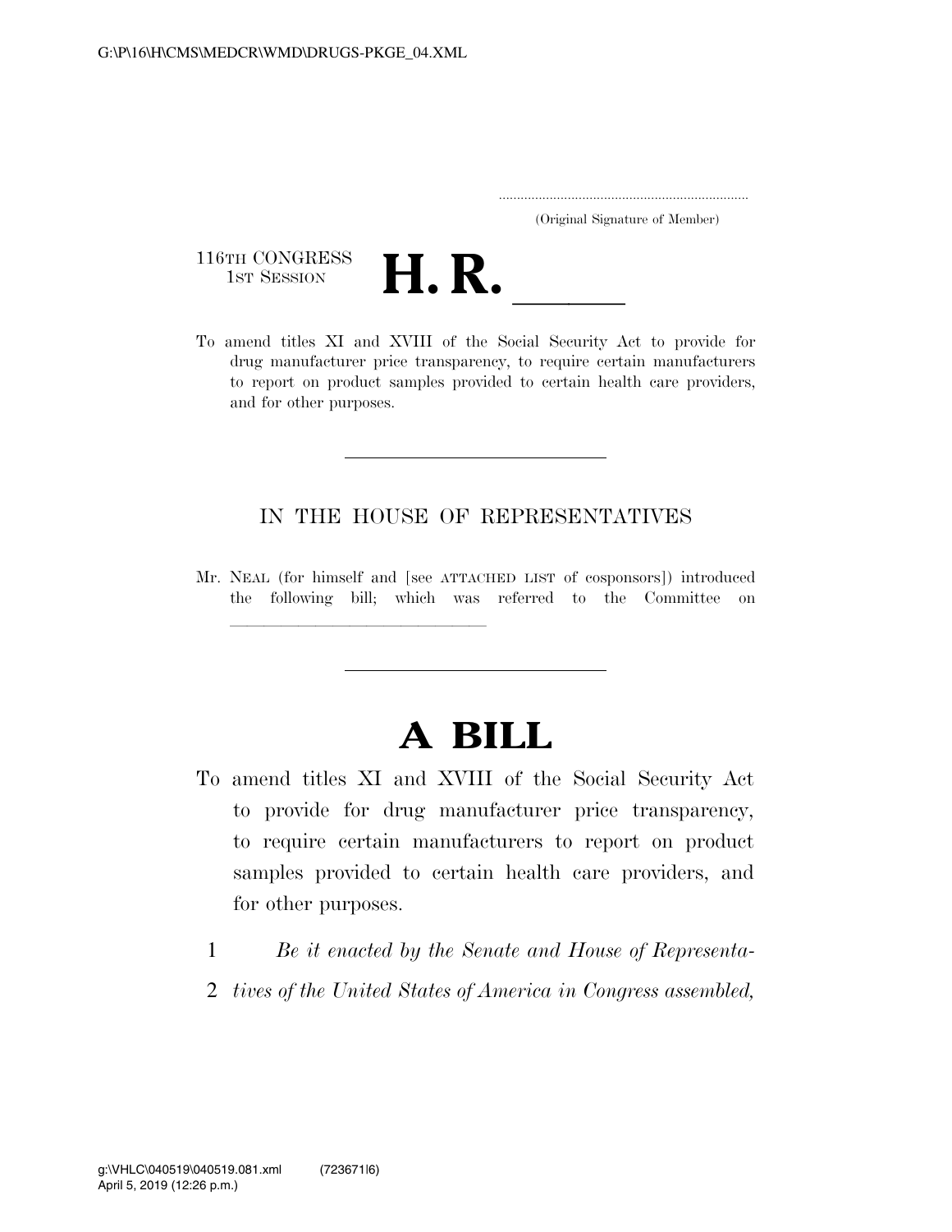G:\P\16\H\CMS\MEDCR\WMD\DRUGS-PKGE_04.XML

.....................................................................
(Original Signature of Member)

116TH CONGRESS
1ST SESSION

# H. R. \_\_\_\_\_

To amend titles XI and XVIII of the Social Security Act to provide for drug manufacturer price transparency, to require certain manufacturers to report on product samples provided to certain health care providers, and for other purposes.

---

IN THE HOUSE OF REPRESENTATIVES

Mr. NEAL (for himself and [see ATTACHED LIST of cosponsors]) introduced the following bill; which was referred to the Committee on \_\_\_\_\_\_\_\_\_\_\_\_\_\_\_\_\_\_\_\_\_\_\_\_\_\_\_\_\_\_

---

# A BILL

To amend titles XI and XVIII of the Social Security Act to provide for drug manufacturer price transparency, to require certain manufacturers to report on product samples provided to certain health care providers, and for other purposes.

1 *Be it enacted by the Senate and House of Representa-*
2 *tives of the United States of America in Congress assembled,*

g:\VHLC\040519\040519.081.xml (723671|6)
April 5, 2019 (12:26 p.m.)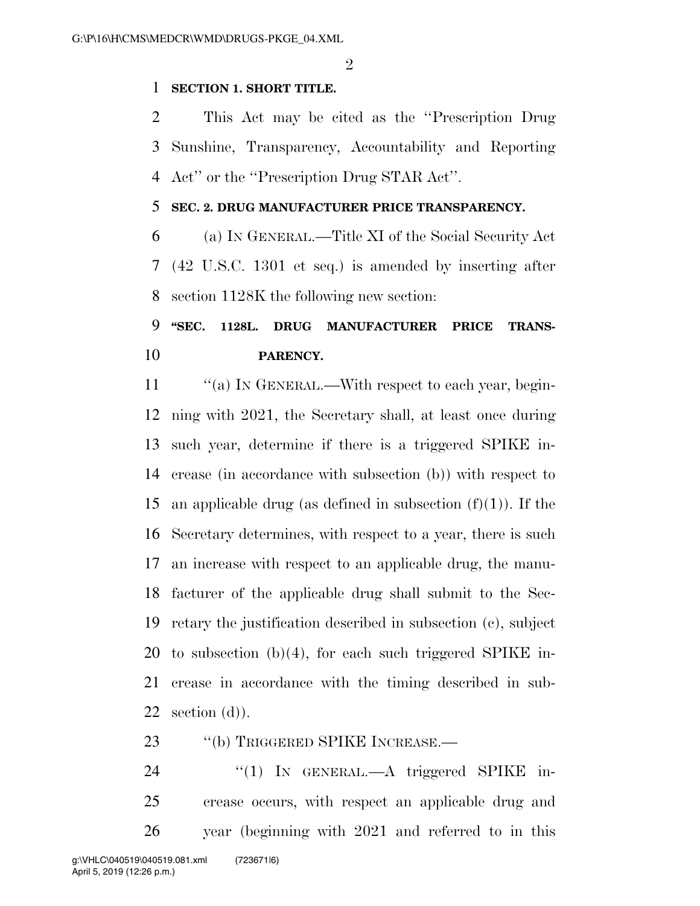**SECTION 1. SHORT TITLE.**

This Act may be cited as the "Prescription Drug Sunshine, Transparency, Accountability and Reporting Act" or the "Prescription Drug STAR Act".

**SEC. 2. DRUG MANUFACTURER PRICE TRANSPARENCY.**

(a) IN GENERAL.—Title XI of the Social Security Act (42 U.S.C. 1301 et seq.) is amended by inserting after section 1128K the following new section:

**"SEC. 1128L. DRUG MANUFACTURER PRICE TRANSPARENCY.**

"(a) IN GENERAL.—With respect to each year, beginning with 2021, the Secretary shall, at least once during such year, determine if there is a triggered SPIKE increase (in accordance with subsection (b)) with respect to an applicable drug (as defined in subsection (f)(1)). If the Secretary determines, with respect to a year, there is such an increase with respect to an applicable drug, the manufacturer of the applicable drug shall submit to the Secretary the justification described in subsection (c), subject to subsection (b)(4), for each such triggered SPIKE increase in accordance with the timing described in subsection (d)).

"(b) TRIGGERED SPIKE INCREASE.—

"(1) IN GENERAL.—A triggered SPIKE increase occurs, with respect an applicable drug and year (beginning with 2021 and referred to in this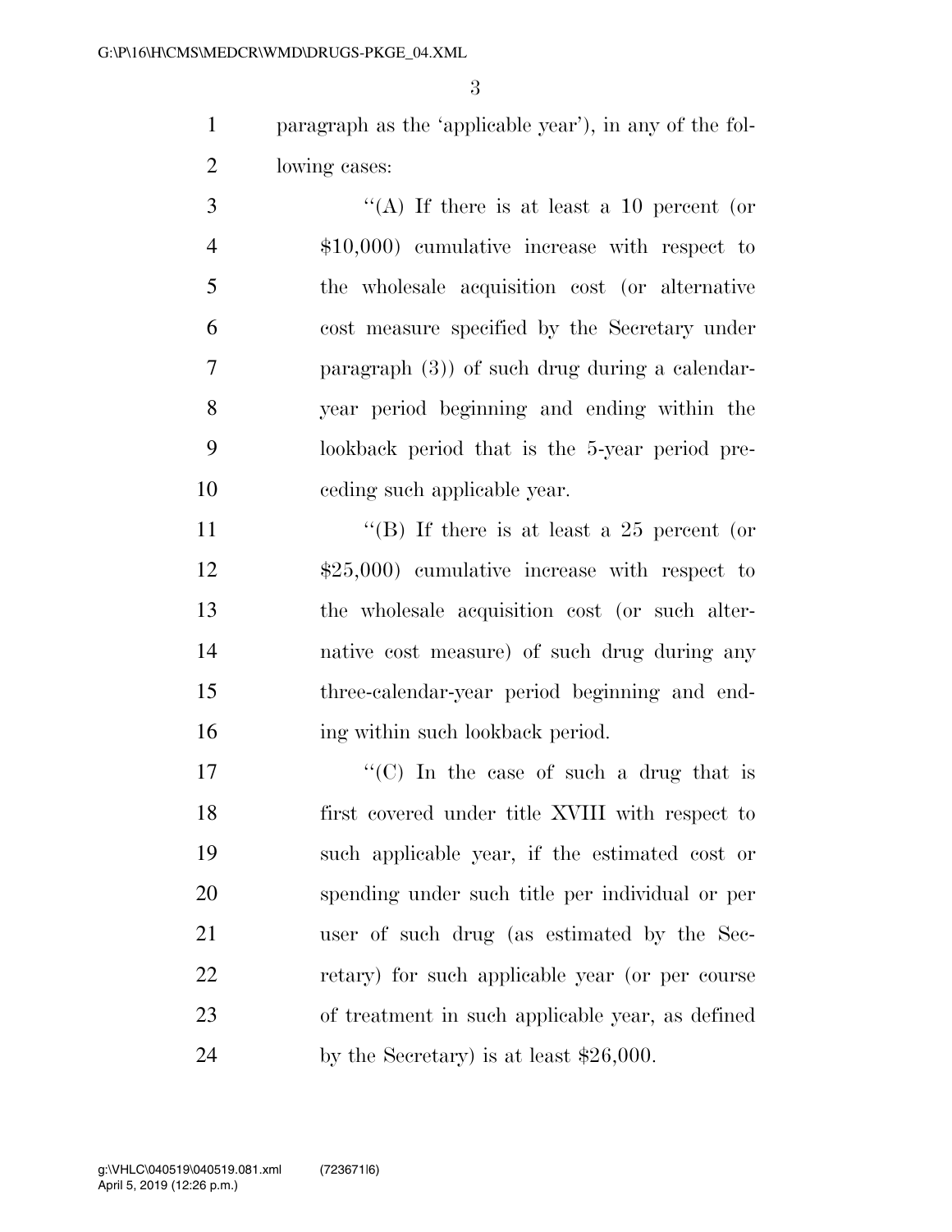paragraph as the 'applicable year'), in any of the following cases:

"(A) If there is at least a 10 percent (or $10,000) cumulative increase with respect to the wholesale acquisition cost (or alternative cost measure specified by the Secretary under paragraph (3)) of such drug during a calendar-year period beginning and ending within the lookback period that is the 5-year period preceding such applicable year.

"(B) If there is at least a 25 percent (or $25,000) cumulative increase with respect to the wholesale acquisition cost (or such alternative cost measure) of such drug during any three-calendar-year period beginning and ending within such lookback period.

"(C) In the case of such a drug that is first covered under title XVIII with respect to such applicable year, if the estimated cost or spending under such title per individual or per user of such drug (as estimated by the Secretary) for such applicable year (or per course of treatment in such applicable year, as defined by the Secretary) is at least $26,000.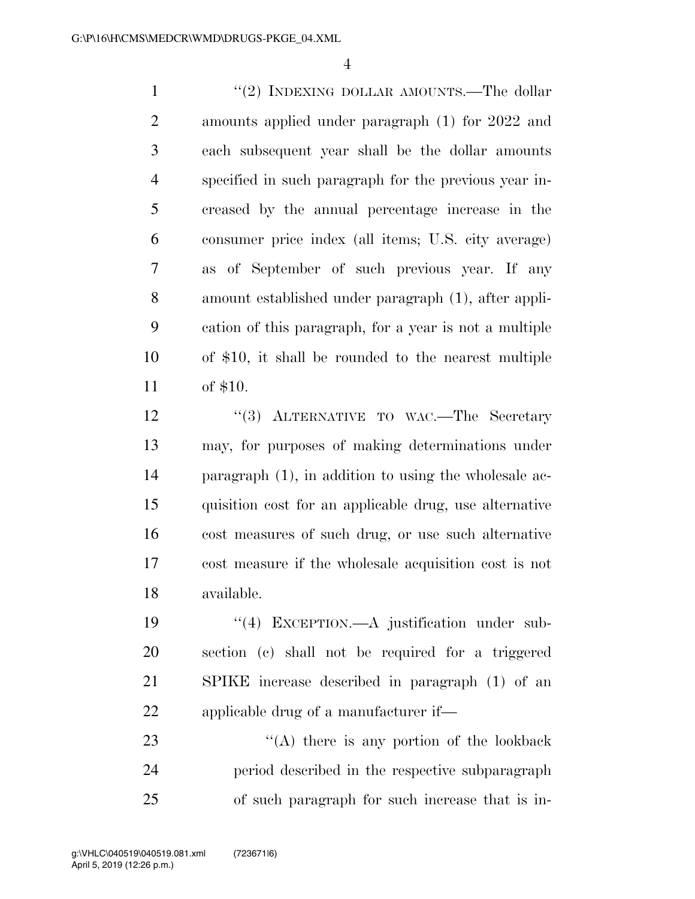"(2) INDEXING DOLLAR AMOUNTS.—The dollar amounts applied under paragraph (1) for 2022 and each subsequent year shall be the dollar amounts specified in such paragraph for the previous year increased by the annual percentage increase in the consumer price index (all items; U.S. city average) as of September of such previous year. If any amount established under paragraph (1), after application of this paragraph, for a year is not a multiple of $10, it shall be rounded to the nearest multiple of $10.

"(3) ALTERNATIVE TO WAC.—The Secretary may, for purposes of making determinations under paragraph (1), in addition to using the wholesale acquisition cost for an applicable drug, use alternative cost measures of such drug, or use such alternative cost measure if the wholesale acquisition cost is not available.

"(4) EXCEPTION.—A justification under subsection (c) shall not be required for a triggered SPIKE increase described in paragraph (1) of an applicable drug of a manufacturer if—

"(A) there is any portion of the lookback period described in the respective subparagraph of such paragraph for such increase that is in-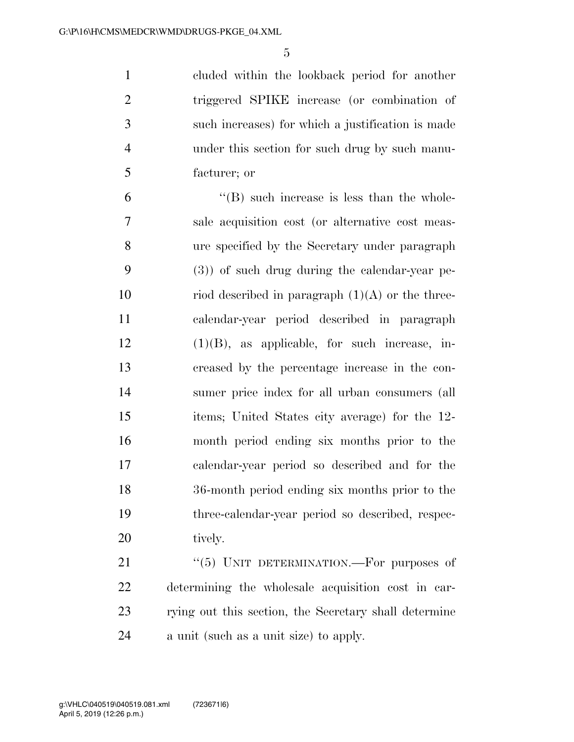cluded within the lookback period for another triggered SPIKE increase (or combination of such increases) for which a justification is made under this section for such drug by such manufacturer; or

"(B) such increase is less than the wholesale acquisition cost (or alternative cost measure specified by the Secretary under paragraph (3)) of such drug during the calendar-year period described in paragraph (1)(A) or the three-calendar-year period described in paragraph (1)(B), as applicable, for such increase, increased by the percentage increase in the consumer price index for all urban consumers (all items; United States city average) for the 12-month period ending six months prior to the calendar-year period so described and for the 36-month period ending six months prior to the three-calendar-year period so described, respectively.

"(5) UNIT DETERMINATION.—For purposes of determining the wholesale acquisition cost in carrying out this section, the Secretary shall determine a unit (such as a unit size) to apply.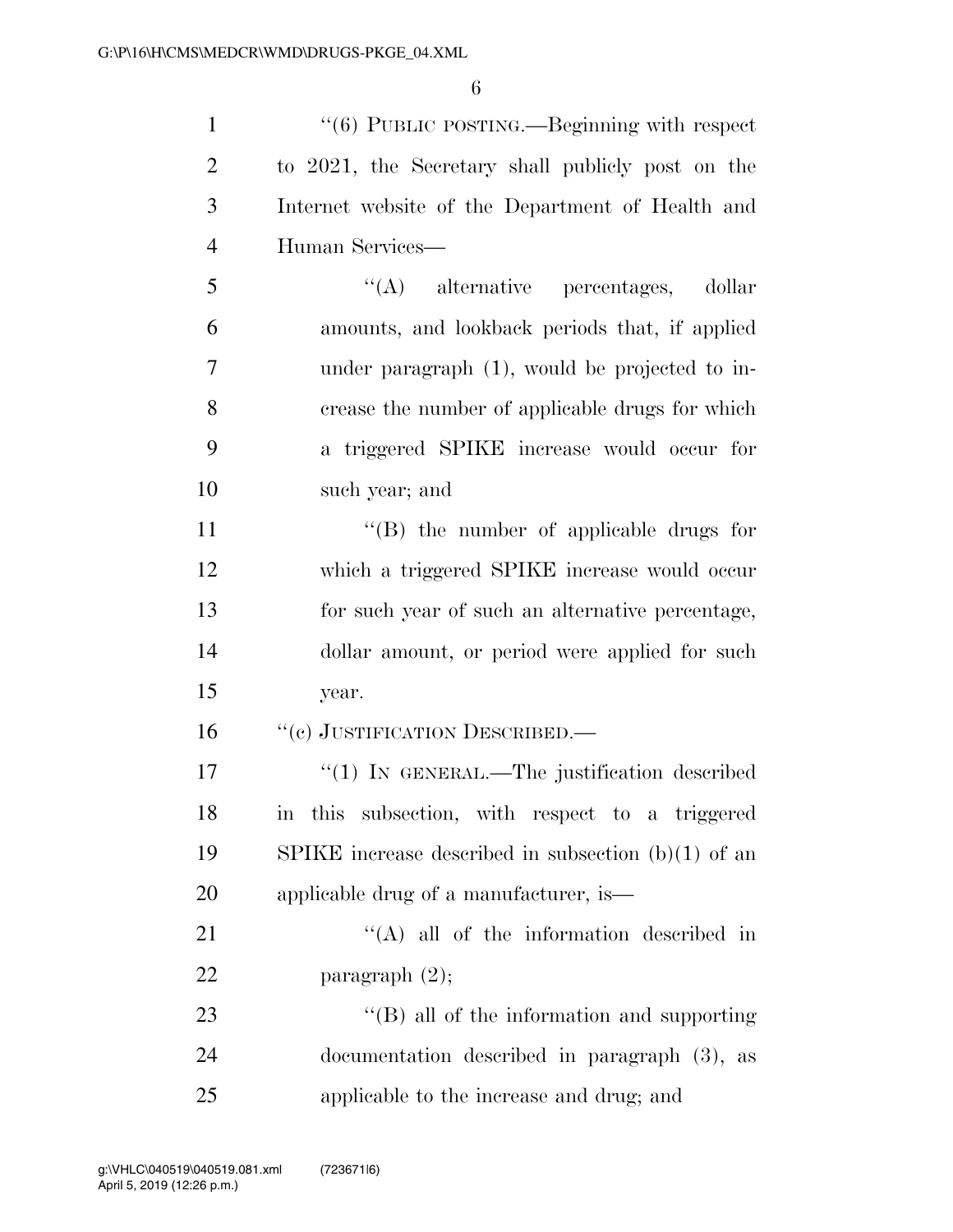"(6) PUBLIC POSTING.—Beginning with respect to 2021, the Secretary shall publicly post on the Internet website of the Department of Health and Human Services—

"(A) alternative percentages, dollar amounts, and lookback periods that, if applied under paragraph (1), would be projected to increase the number of applicable drugs for which a triggered SPIKE increase would occur for such year; and

"(B) the number of applicable drugs for which a triggered SPIKE increase would occur for such year of such an alternative percentage, dollar amount, or period were applied for such year.

"(c) JUSTIFICATION DESCRIBED.—

"(1) IN GENERAL.—The justification described in this subsection, with respect to a triggered SPIKE increase described in subsection (b)(1) of an applicable drug of a manufacturer, is—

"(A) all of the information described in paragraph (2);

"(B) all of the information and supporting documentation described in paragraph (3), as applicable to the increase and drug; and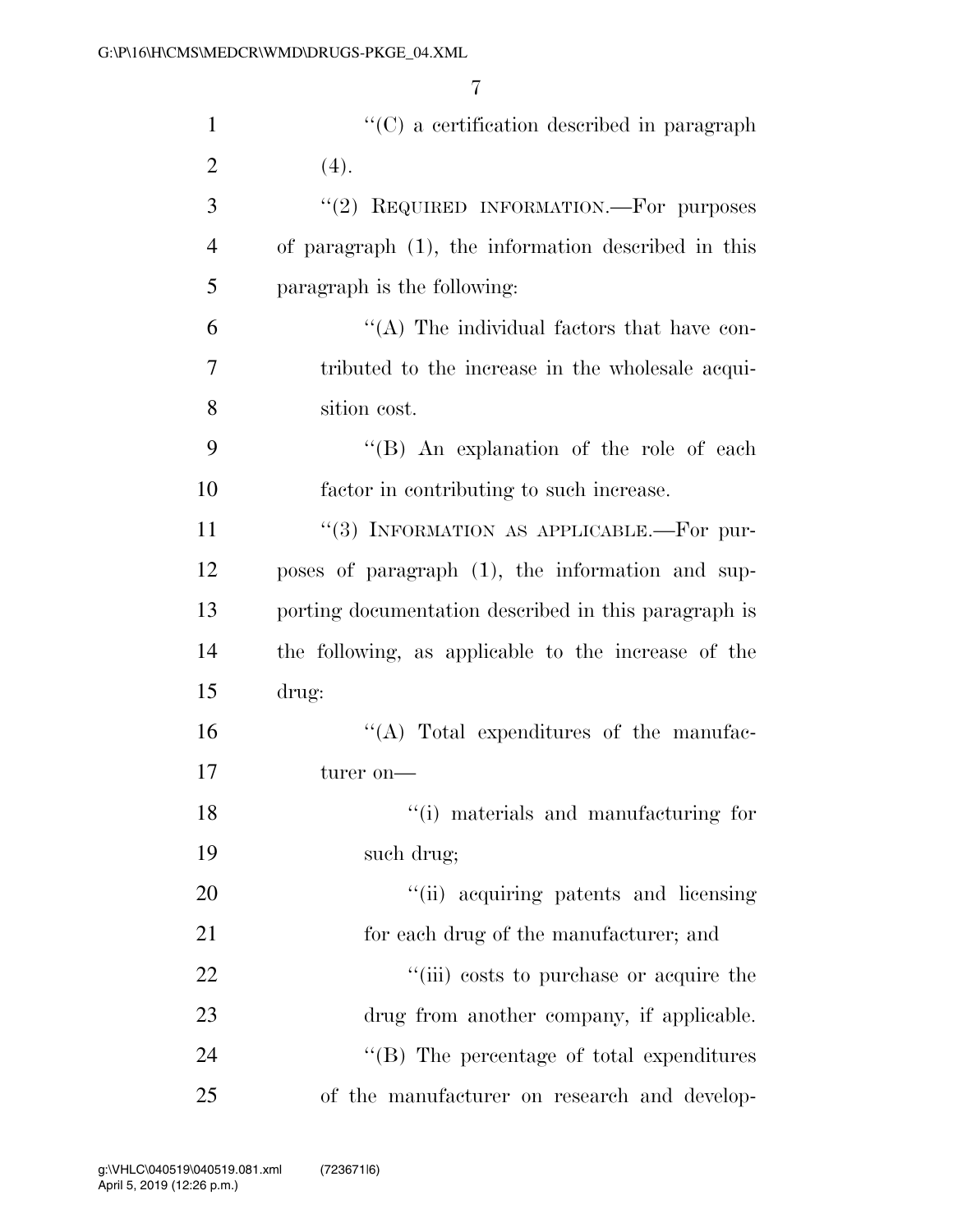''(C) a certification described in paragraph (4).

''(2) REQUIRED INFORMATION.—For purposes of paragraph (1), the information described in this paragraph is the following:

''(A) The individual factors that have contributed to the increase in the wholesale acquisition cost.

''(B) An explanation of the role of each factor in contributing to such increase.

''(3) INFORMATION AS APPLICABLE.—For purposes of paragraph (1), the information and supporting documentation described in this paragraph is the following, as applicable to the increase of the drug:

''(A) Total expenditures of the manufacturer on—

''(i) materials and manufacturing for such drug;

''(ii) acquiring patents and licensing for each drug of the manufacturer; and

''(iii) costs to purchase or acquire the drug from another company, if applicable.

''(B) The percentage of total expenditures of the manufacturer on research and develop-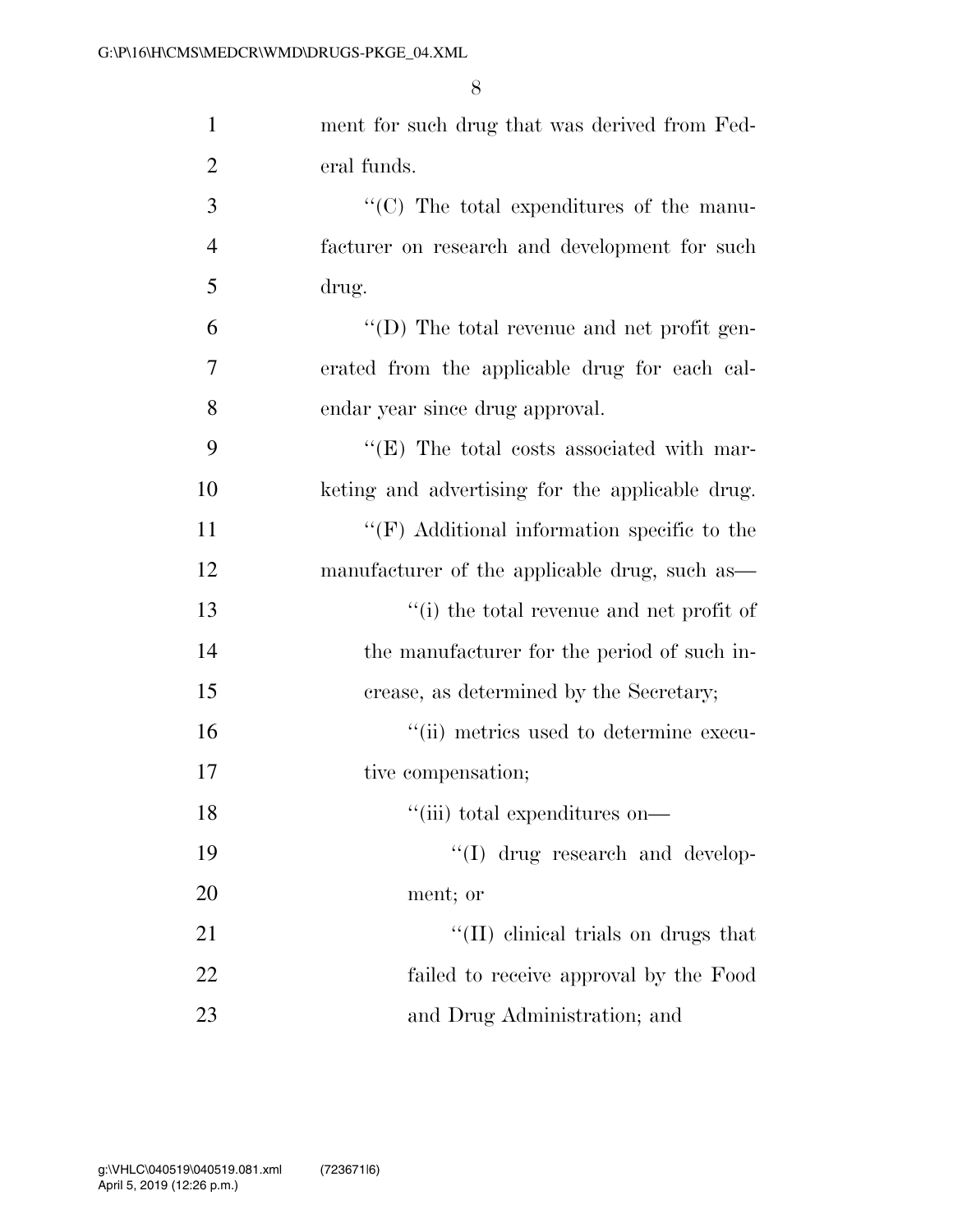ment for such drug that was derived from Federal funds.

''(C) The total expenditures of the manufacturer on research and development for such drug.

''(D) The total revenue and net profit generated from the applicable drug for each calendar year since drug approval.

''(E) The total costs associated with marketing and advertising for the applicable drug.

''(F) Additional information specific to the manufacturer of the applicable drug, such as—

''(i) the total revenue and net profit of the manufacturer for the period of such increase, as determined by the Secretary;

''(ii) metrics used to determine executive compensation;

''(iii) total expenditures on—

''(I) drug research and development; or

''(II) clinical trials on drugs that failed to receive approval by the Food and Drug Administration; and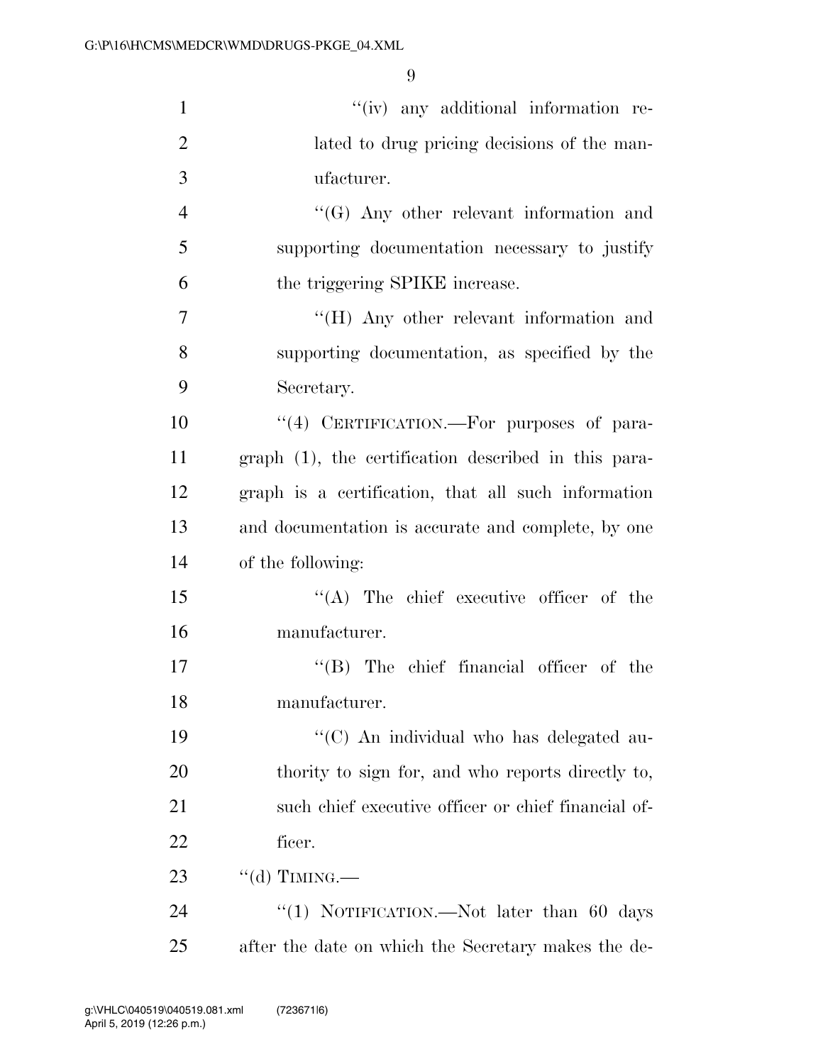''(iv) any additional information related to drug pricing decisions of the manufacturer.

''(G) Any other relevant information and supporting documentation necessary to justify the triggering SPIKE increase.

''(H) Any other relevant information and supporting documentation, as specified by the Secretary.

''(4) CERTIFICATION.—For purposes of paragraph (1), the certification described in this paragraph is a certification, that all such information and documentation is accurate and complete, by one of the following:

''(A) The chief executive officer of the manufacturer.

''(B) The chief financial officer of the manufacturer.

''(C) An individual who has delegated authority to sign for, and who reports directly to, such chief executive officer or chief financial officer.

''(d) TIMING.—

''(1) NOTIFICATION.—Not later than 60 days after the date on which the Secretary makes the de-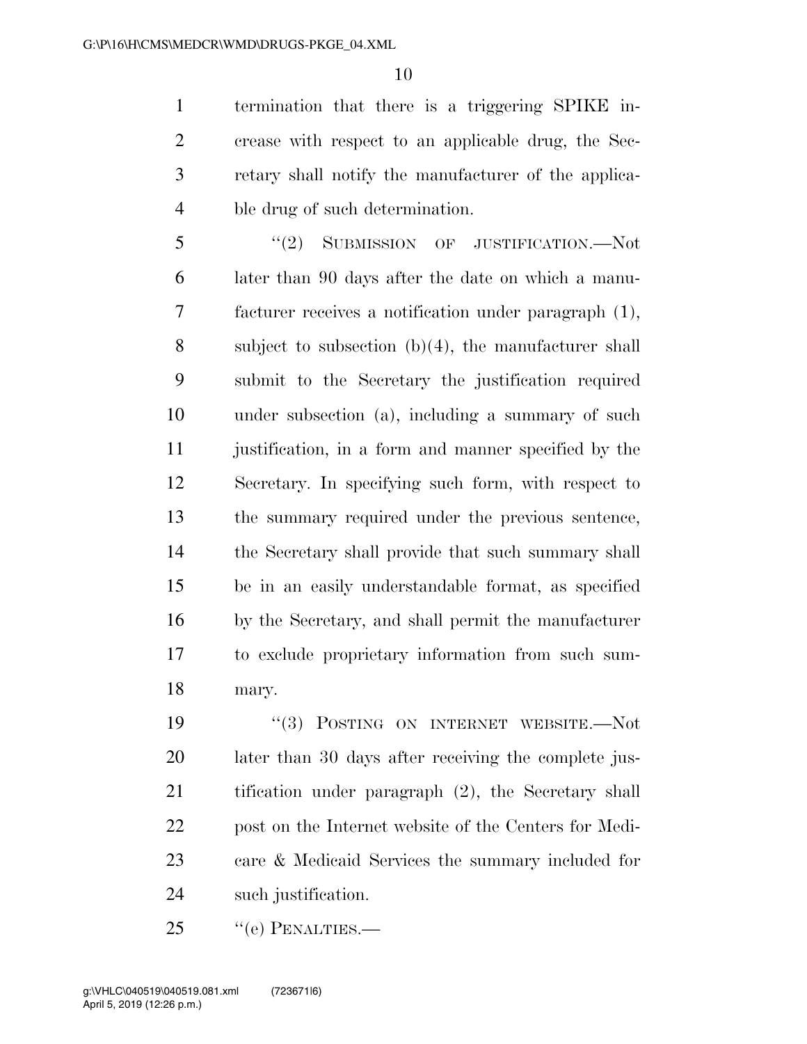termination that there is a triggering SPIKE increase with respect to an applicable drug, the Secretary shall notify the manufacturer of the applicable drug of such determination.

"(2) SUBMISSION OF JUSTIFICATION.—Not later than 90 days after the date on which a manufacturer receives a notification under paragraph (1), subject to subsection (b)(4), the manufacturer shall submit to the Secretary the justification required under subsection (a), including a summary of such justification, in a form and manner specified by the Secretary. In specifying such form, with respect to the summary required under the previous sentence, the Secretary shall provide that such summary shall be in an easily understandable format, as specified by the Secretary, and shall permit the manufacturer to exclude proprietary information from such summary.

"(3) POSTING ON INTERNET WEBSITE.—Not later than 30 days after receiving the complete justification under paragraph (2), the Secretary shall post on the Internet website of the Centers for Medicare & Medicaid Services the summary included for such justification.

"(e) PENALTIES.—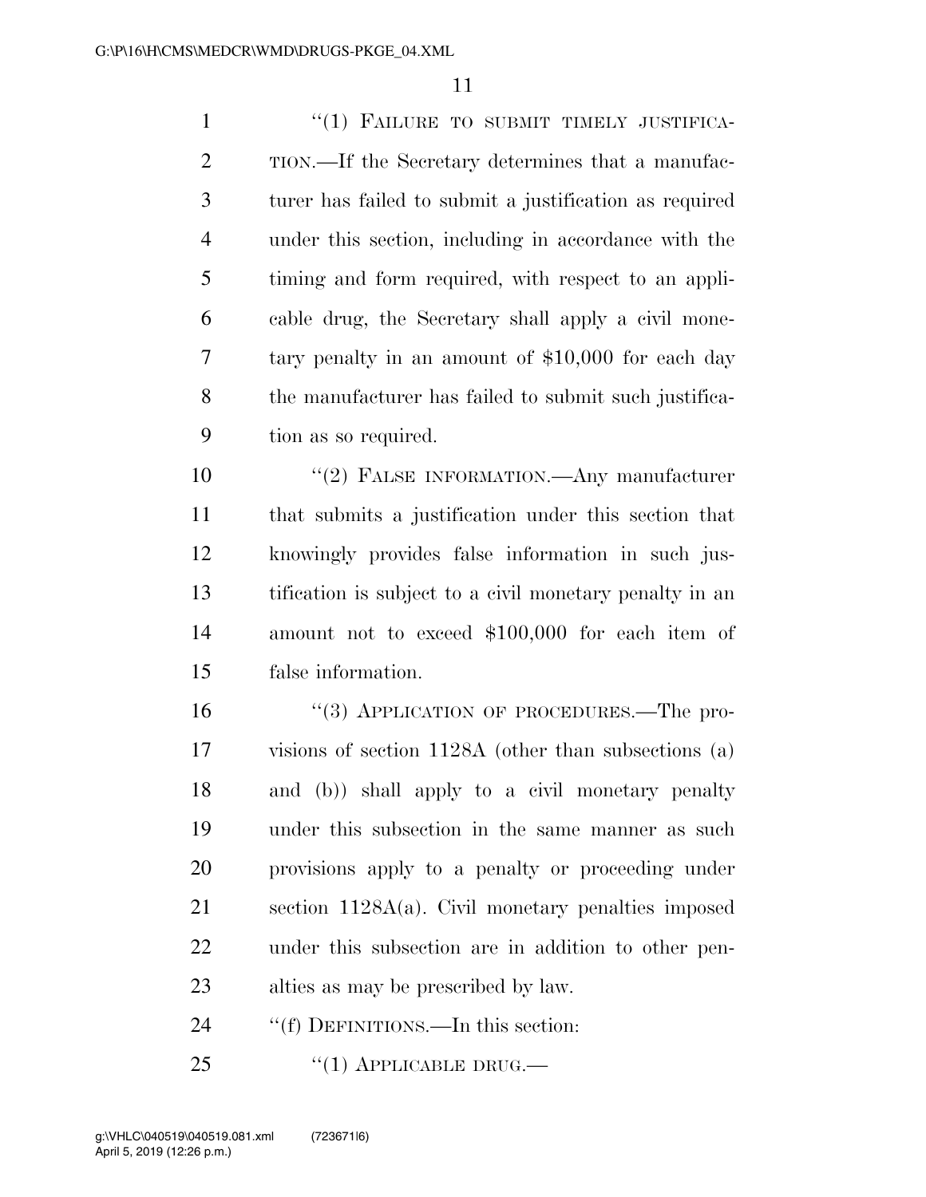"(1) FAILURE TO SUBMIT TIMELY JUSTIFICATION.—If the Secretary determines that a manufacturer has failed to submit a justification as required under this section, including in accordance with the timing and form required, with respect to an applicable drug, the Secretary shall apply a civil monetary penalty in an amount of $10,000 for each day the manufacturer has failed to submit such justification as so required.

"(2) FALSE INFORMATION.—Any manufacturer that submits a justification under this section that knowingly provides false information in such justification is subject to a civil monetary penalty in an amount not to exceed $100,000 for each item of false information.

"(3) APPLICATION OF PROCEDURES.—The provisions of section 1128A (other than subsections (a) and (b)) shall apply to a civil monetary penalty under this subsection in the same manner as such provisions apply to a penalty or proceeding under section 1128A(a). Civil monetary penalties imposed under this subsection are in addition to other penalties as may be prescribed by law.

"(f) DEFINITIONS.—In this section:

"(1) APPLICABLE DRUG.—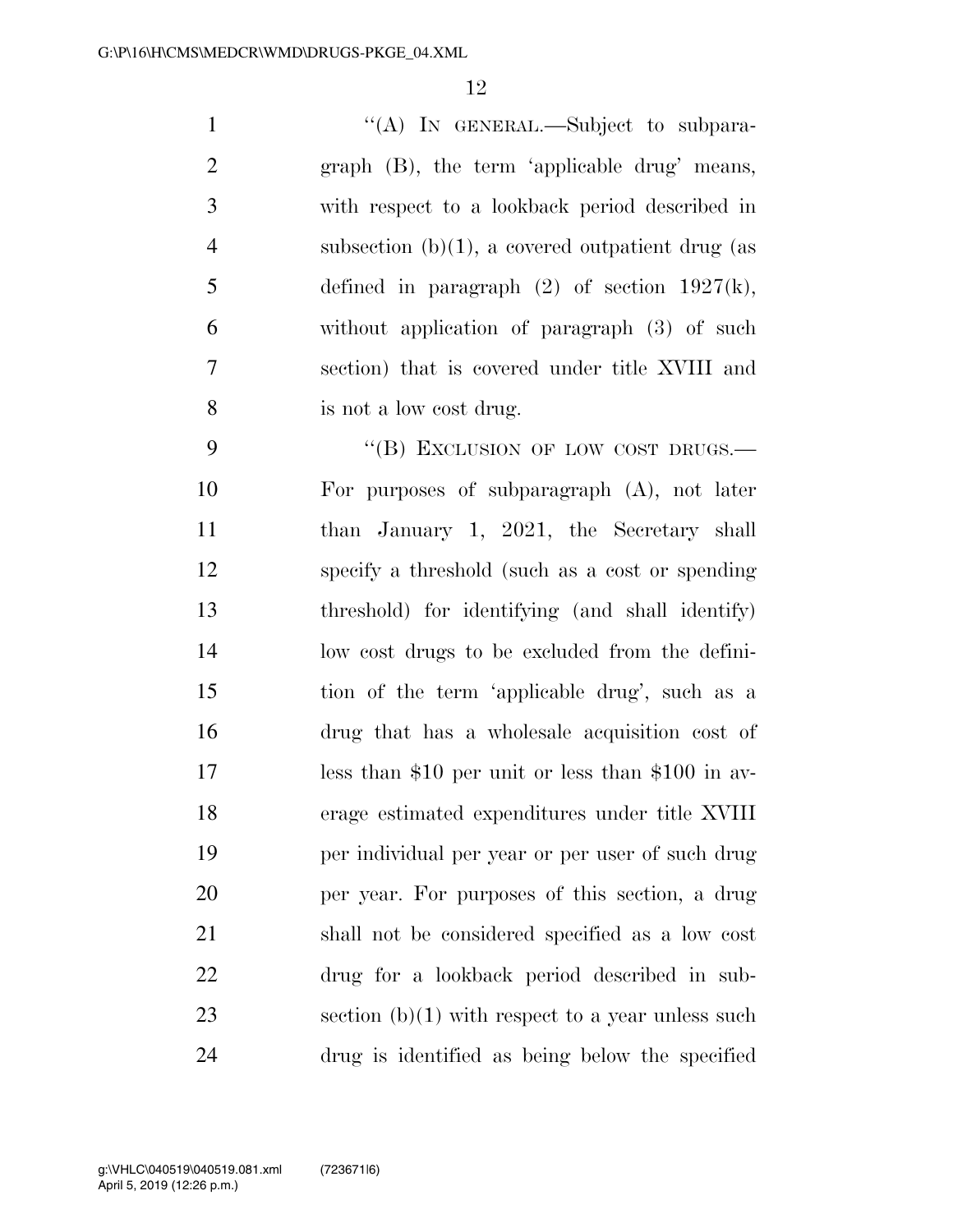"(A) IN GENERAL.—Subject to subparagraph (B), the term 'applicable drug' means, with respect to a lookback period described in subsection (b)(1), a covered outpatient drug (as defined in paragraph (2) of section 1927(k), without application of paragraph (3) of such section) that is covered under title XVIII and is not a low cost drug.

"(B) EXCLUSION OF LOW COST DRUGS.—For purposes of subparagraph (A), not later than January 1, 2021, the Secretary shall specify a threshold (such as a cost or spending threshold) for identifying (and shall identify) low cost drugs to be excluded from the definition of the term 'applicable drug', such as a drug that has a wholesale acquisition cost of less than $10 per unit or less than $100 in average estimated expenditures under title XVIII per individual per year or per user of such drug per year. For purposes of this section, a drug shall not be considered specified as a low cost drug for a lookback period described in subsection (b)(1) with respect to a year unless such drug is identified as being below the specified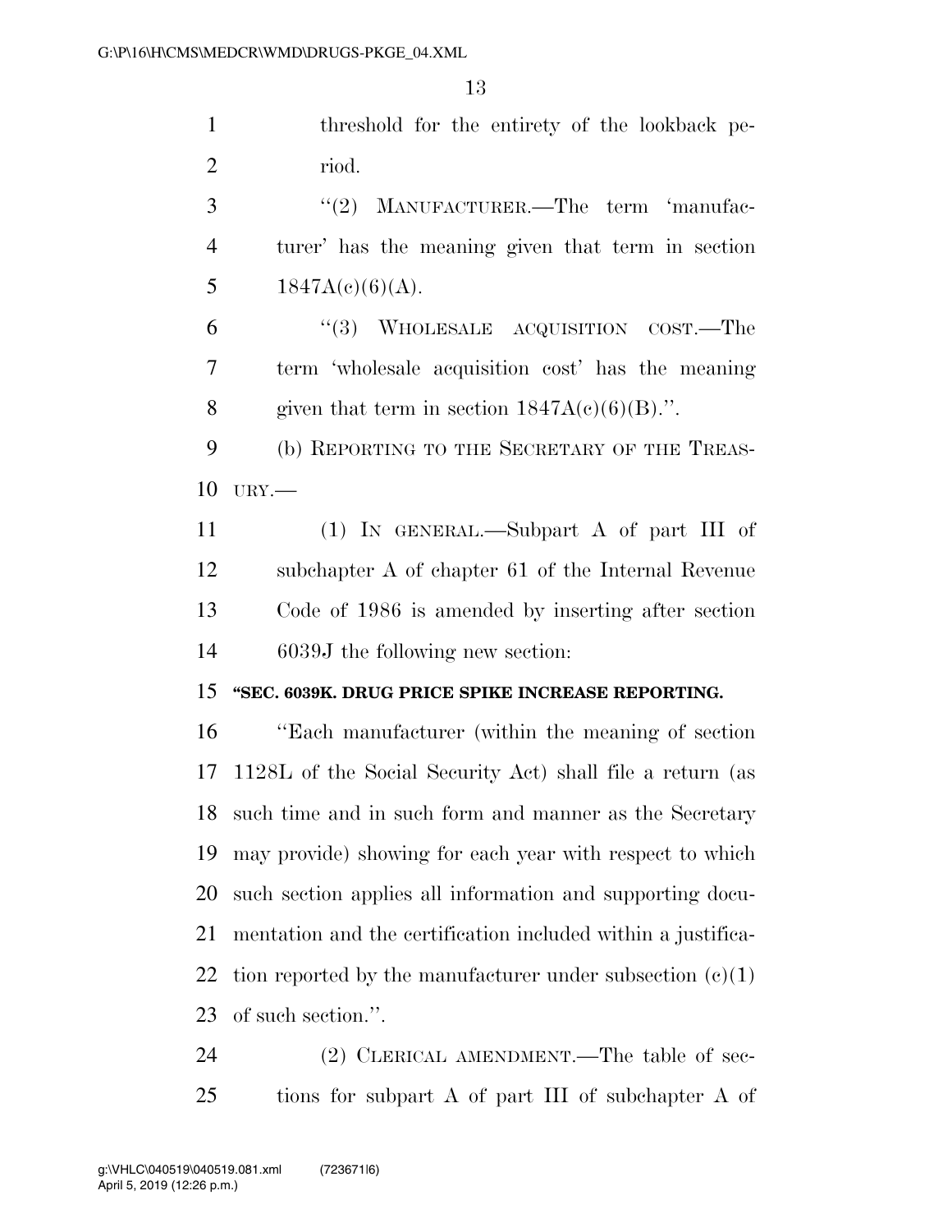threshold for the entirety of the lookback period.

"(2) MANUFACTURER.—The term 'manufacturer' has the meaning given that term in section 1847A(c)(6)(A).

"(3) WHOLESALE ACQUISITION COST.—The term 'wholesale acquisition cost' has the meaning given that term in section 1847A(c)(6)(B).".

(b) REPORTING TO THE SECRETARY OF THE TREASURY.—

(1) IN GENERAL.—Subpart A of part III of subchapter A of chapter 61 of the Internal Revenue Code of 1986 is amended by inserting after section 6039J the following new section:

**"SEC. 6039K. DRUG PRICE SPIKE INCREASE REPORTING.**

"Each manufacturer (within the meaning of section 1128L of the Social Security Act) shall file a return (as such time and in such form and manner as the Secretary may provide) showing for each year with respect to which such section applies all information and supporting documentation and the certification included within a justification reported by the manufacturer under subsection (c)(1) of such section.".

(2) CLERICAL AMENDMENT.—The table of sections for subpart A of part III of subchapter A of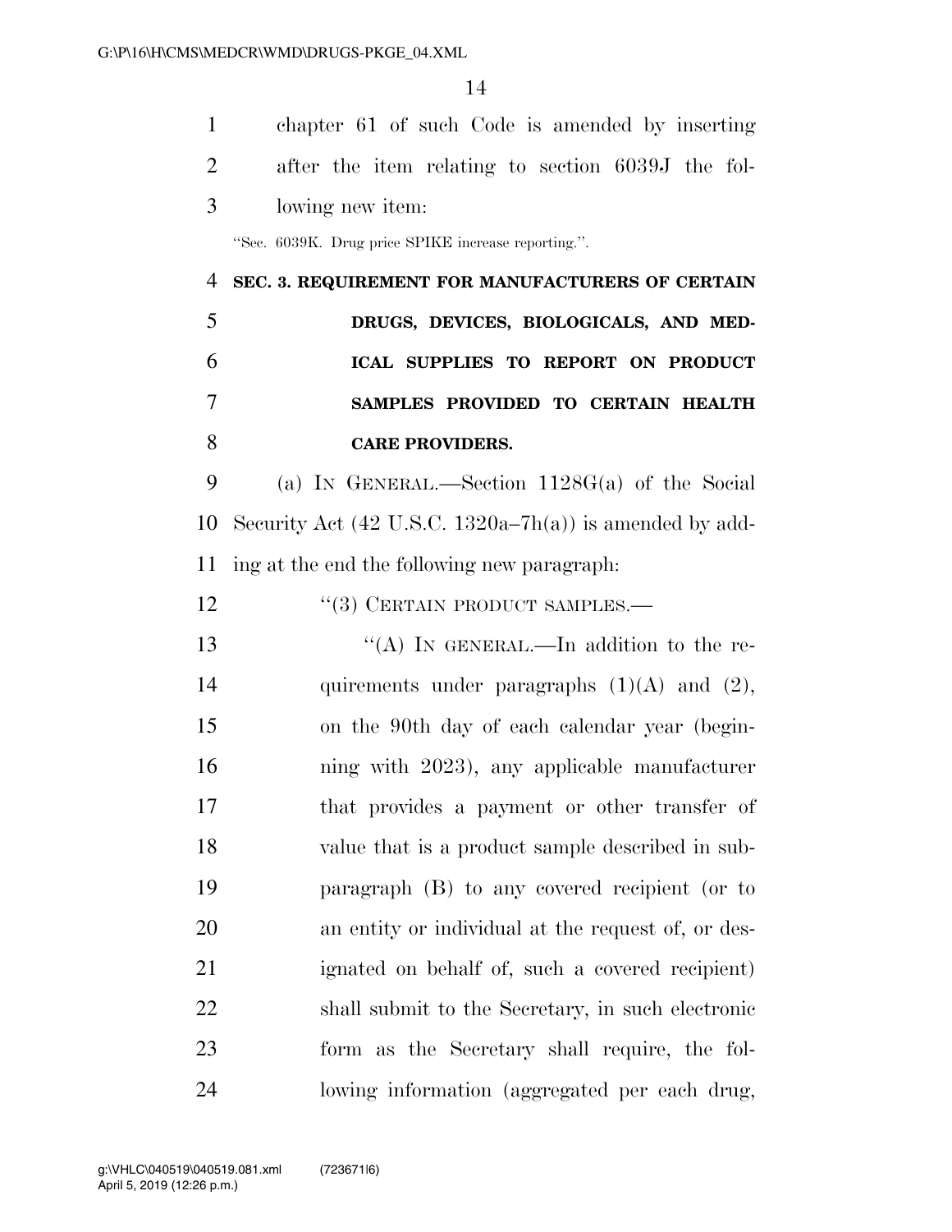chapter 61 of such Code is amended by inserting after the item relating to section 6039J the following new item:

"Sec. 6039K. Drug price SPIKE increase reporting.".

**SEC. 3. REQUIREMENT FOR MANUFACTURERS OF CERTAIN DRUGS, DEVICES, BIOLOGICALS, AND MEDICAL SUPPLIES TO REPORT ON PRODUCT SAMPLES PROVIDED TO CERTAIN HEALTH CARE PROVIDERS.**

(a) IN GENERAL.—Section 1128G(a) of the Social Security Act (42 U.S.C. 1320a–7h(a)) is amended by adding at the end the following new paragraph:

"(3) CERTAIN PRODUCT SAMPLES.—

"(A) IN GENERAL.—In addition to the requirements under paragraphs (1)(A) and (2), on the 90th day of each calendar year (beginning with 2023), any applicable manufacturer that provides a payment or other transfer of value that is a product sample described in subparagraph (B) to any covered recipient (or to an entity or individual at the request of, or designated on behalf of, such a covered recipient) shall submit to the Secretary, in such electronic form as the Secretary shall require, the following information (aggregated per each drug,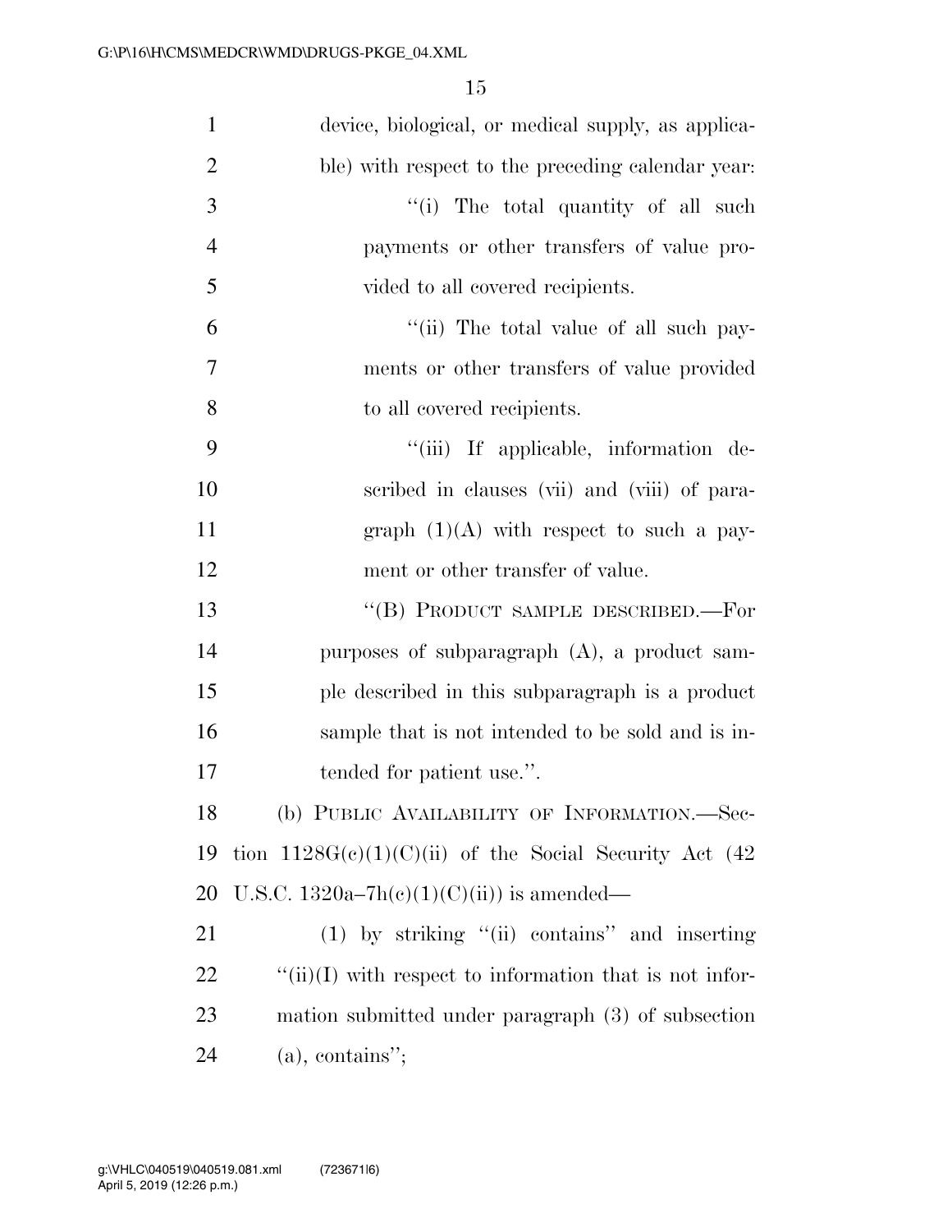device, biological, or medical supply, as applicable) with respect to the preceding calendar year:

"(i) The total quantity of all such payments or other transfers of value provided to all covered recipients.

"(ii) The total value of all such payments or other transfers of value provided to all covered recipients.

"(iii) If applicable, information described in clauses (vii) and (viii) of paragraph (1)(A) with respect to such a payment or other transfer of value.

"(B) PRODUCT SAMPLE DESCRIBED.—For purposes of subparagraph (A), a product sample described in this subparagraph is a product sample that is not intended to be sold and is intended for patient use.".

(b) PUBLIC AVAILABILITY OF INFORMATION.—Section 1128G(c)(1)(C)(ii) of the Social Security Act (42 U.S.C. 1320a–7h(c)(1)(C)(ii)) is amended—

(1) by striking "(ii) contains" and inserting "(ii)(I) with respect to information that is not information submitted under paragraph (3) of subsection (a), contains";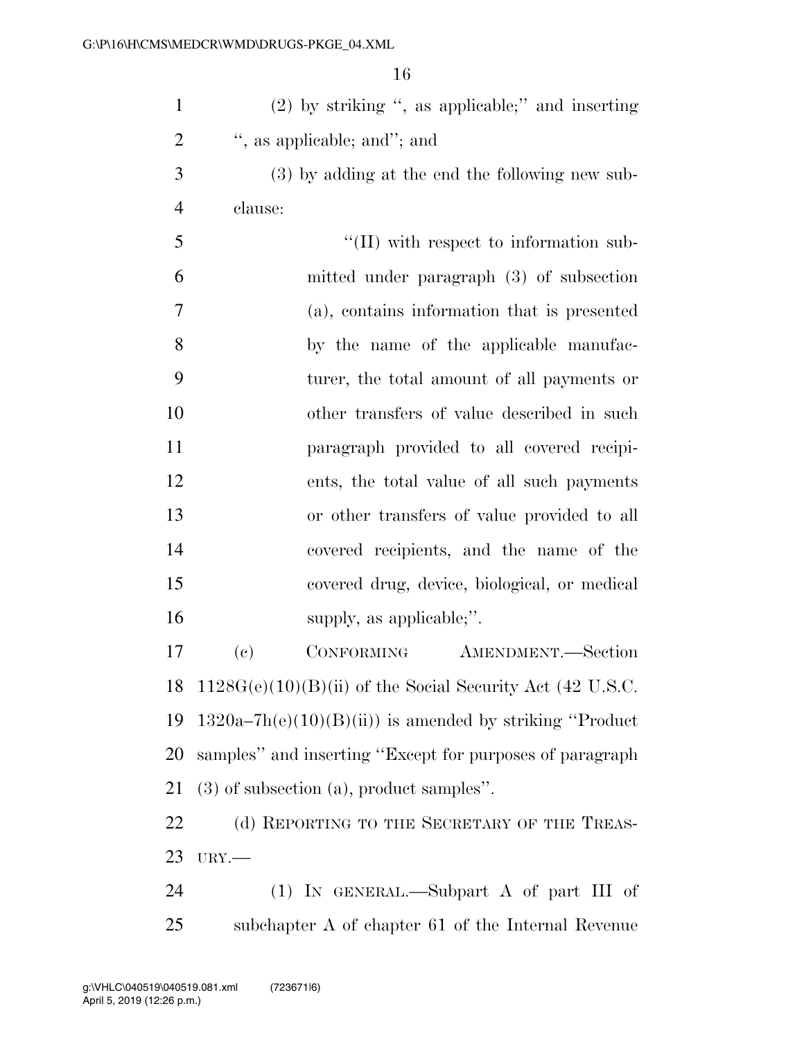(2) by striking ", as applicable;" and inserting ", as applicable; and"; and

(3) by adding at the end the following new subclause:

"(II) with respect to information submitted under paragraph (3) of subsection (a), contains information that is presented by the name of the applicable manufacturer, the total amount of all payments or other transfers of value described in such paragraph provided to all covered recipients, the total value of all such payments or other transfers of value provided to all covered recipients, and the name of the covered drug, device, biological, or medical supply, as applicable;".

(c) CONFORMING AMENDMENT.—Section 1128G(e)(10)(B)(ii) of the Social Security Act (42 U.S.C. 1320a–7h(e)(10)(B)(ii)) is amended by striking "Product samples" and inserting "Except for purposes of paragraph (3) of subsection (a), product samples".

(d) REPORTING TO THE SECRETARY OF THE TREASURY.—

(1) IN GENERAL.—Subpart A of part III of subchapter A of chapter 61 of the Internal Revenue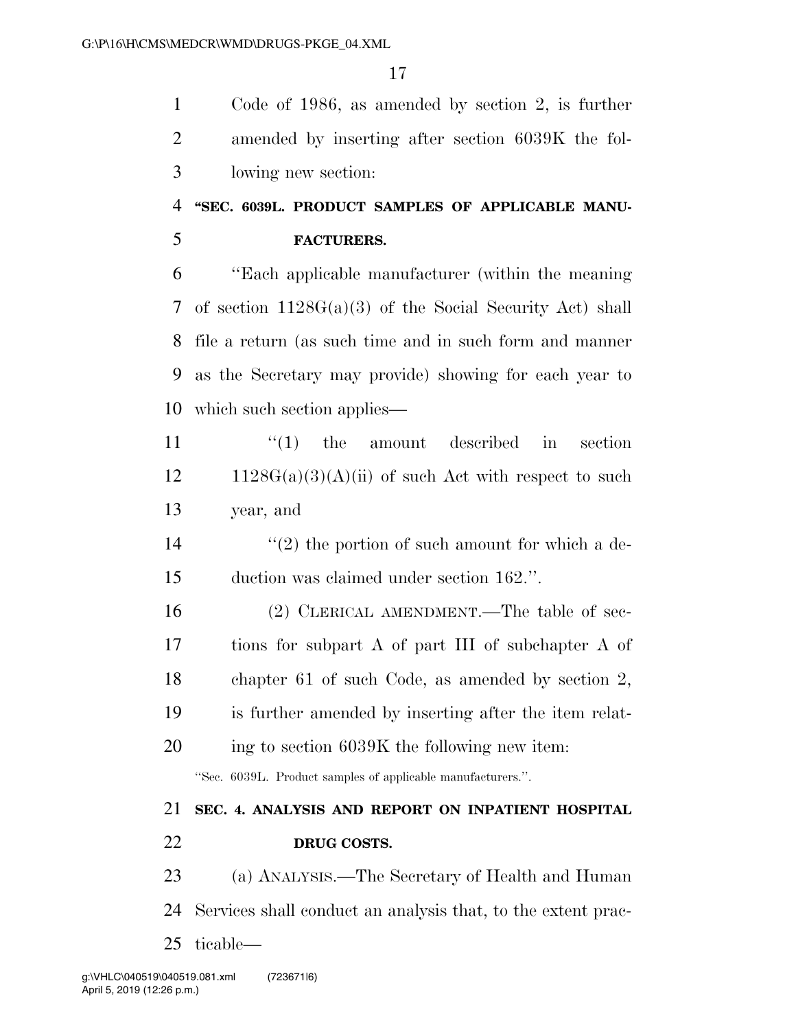Code of 1986, as amended by section 2, is further amended by inserting after section 6039K the following new section:

**"SEC. 6039L. PRODUCT SAMPLES OF APPLICABLE MANUFACTURERS.**

"Each applicable manufacturer (within the meaning of section 1128G(a)(3) of the Social Security Act) shall file a return (as such time and in such form and manner as the Secretary may provide) showing for each year to which such section applies—

"(1) the amount described in section 1128G(a)(3)(A)(ii) of such Act with respect to such year, and

"(2) the portion of such amount for which a deduction was claimed under section 162.".

(2) CLERICAL AMENDMENT.—The table of sections for subpart A of part III of subchapter A of chapter 61 of such Code, as amended by section 2, is further amended by inserting after the item relating to section 6039K the following new item:

"Sec. 6039L. Product samples of applicable manufacturers.".

**SEC. 4. ANALYSIS AND REPORT ON INPATIENT HOSPITAL DRUG COSTS.**

(a) ANALYSIS.—The Secretary of Health and Human Services shall conduct an analysis that, to the extent practicable—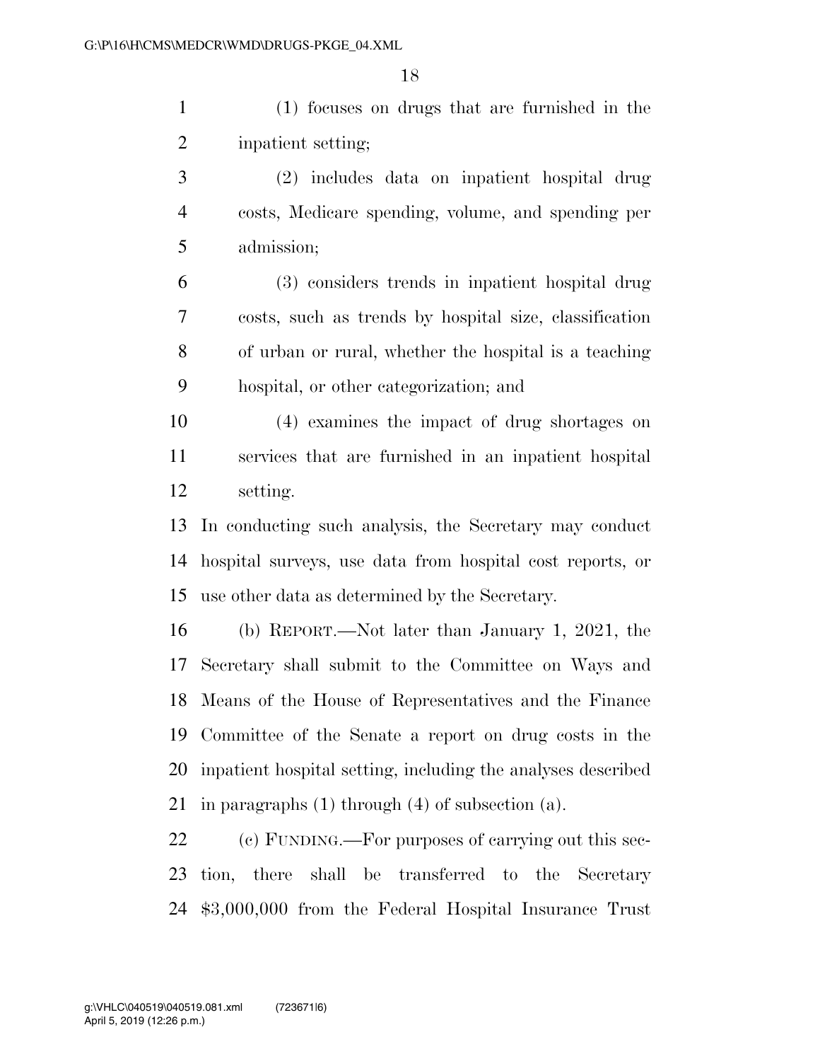(1) focuses on drugs that are furnished in the inpatient setting;

(2) includes data on inpatient hospital drug costs, Medicare spending, volume, and spending per admission;

(3) considers trends in inpatient hospital drug costs, such as trends by hospital size, classification of urban or rural, whether the hospital is a teaching hospital, or other categorization; and

(4) examines the impact of drug shortages on services that are furnished in an inpatient hospital setting.

In conducting such analysis, the Secretary may conduct hospital surveys, use data from hospital cost reports, or use other data as determined by the Secretary.

(b) REPORT.—Not later than January 1, 2021, the Secretary shall submit to the Committee on Ways and Means of the House of Representatives and the Finance Committee of the Senate a report on drug costs in the inpatient hospital setting, including the analyses described in paragraphs (1) through (4) of subsection (a).

(c) FUNDING.—For purposes of carrying out this section, there shall be transferred to the Secretary $3,000,000 from the Federal Hospital Insurance Trust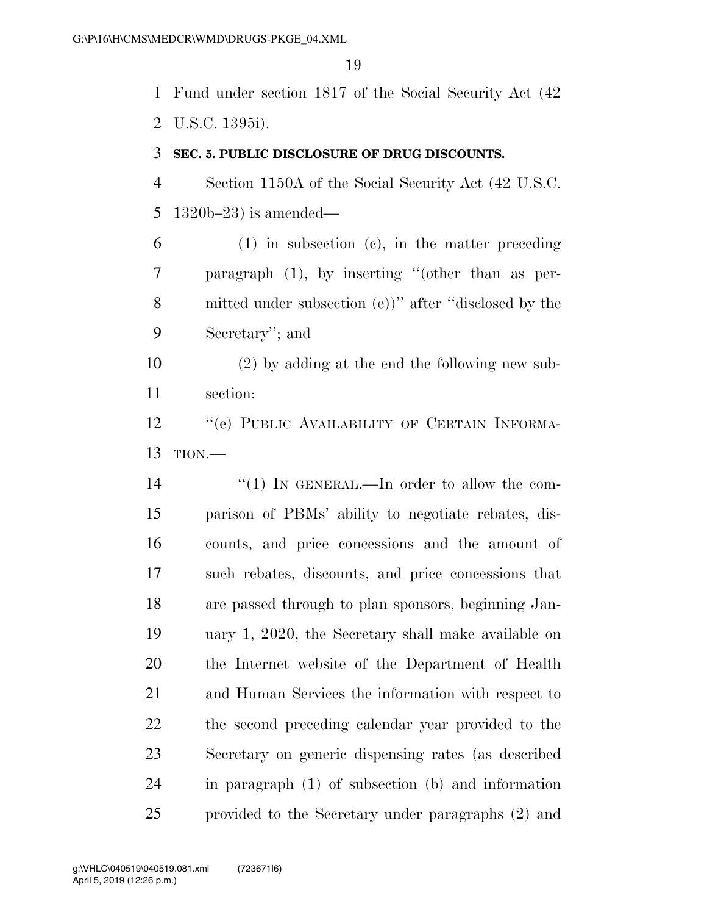Fund under section 1817 of the Social Security Act (42 U.S.C. 1395i).

**SEC. 5. PUBLIC DISCLOSURE OF DRUG DISCOUNTS.**

Section 1150A of the Social Security Act (42 U.S.C. 1320b–23) is amended—

(1) in subsection (c), in the matter preceding paragraph (1), by inserting "(other than as permitted under subsection (e))" after "disclosed by the Secretary"; and

(2) by adding at the end the following new subsection:

"(e) PUBLIC AVAILABILITY OF CERTAIN INFORMATION.—

"(1) IN GENERAL.—In order to allow the comparison of PBMs' ability to negotiate rebates, discounts, and price concessions and the amount of such rebates, discounts, and price concessions that are passed through to plan sponsors, beginning January 1, 2020, the Secretary shall make available on the Internet website of the Department of Health and Human Services the information with respect to the second preceding calendar year provided to the Secretary on generic dispensing rates (as described in paragraph (1) of subsection (b) and information provided to the Secretary under paragraphs (2) and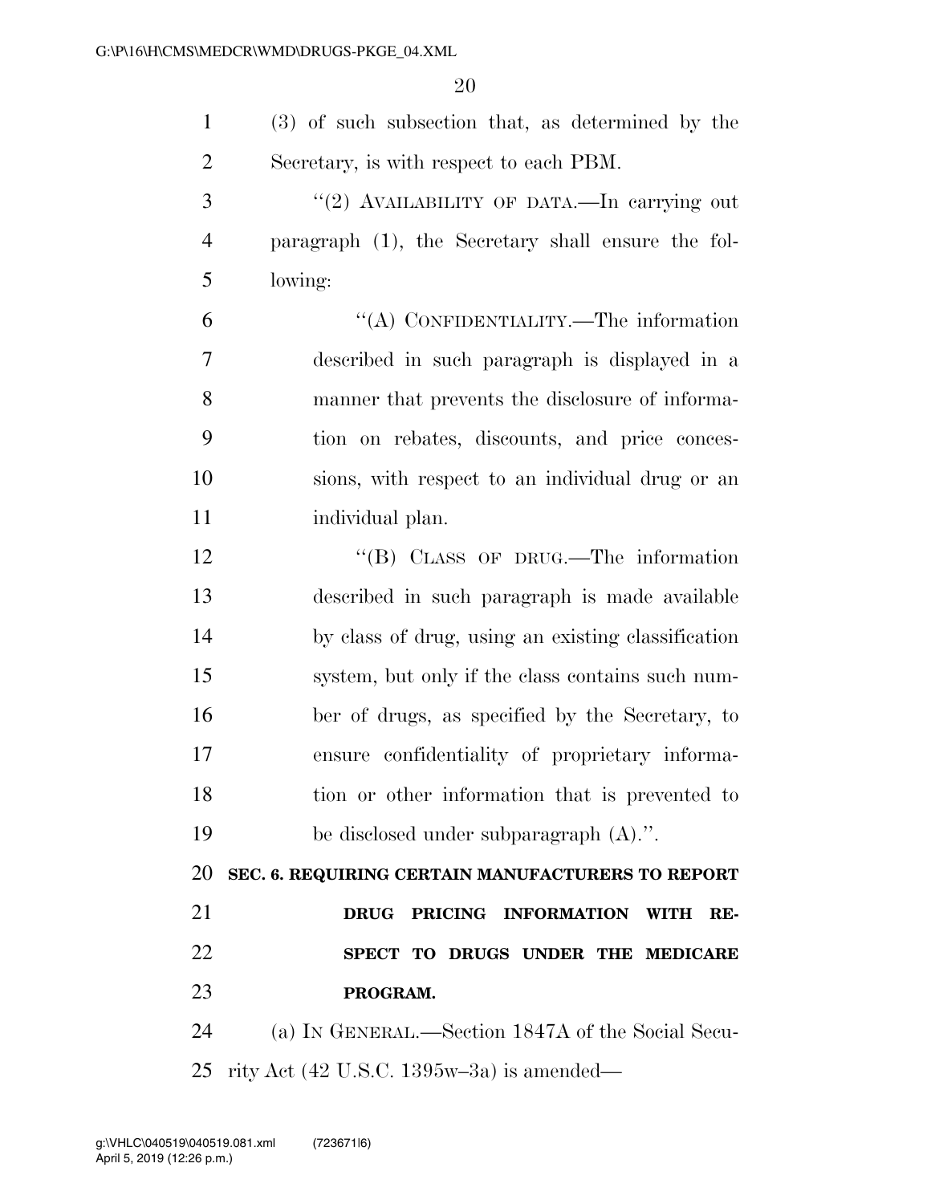(3) of such subsection that, as determined by the Secretary, is with respect to each PBM.

"(2) AVAILABILITY OF DATA.—In carrying out paragraph (1), the Secretary shall ensure the following:

"(A) CONFIDENTIALITY.—The information described in such paragraph is displayed in a manner that prevents the disclosure of information on rebates, discounts, and price concessions, with respect to an individual drug or an individual plan.

"(B) CLASS OF DRUG.—The information described in such paragraph is made available by class of drug, using an existing classification system, but only if the class contains such number of drugs, as specified by the Secretary, to ensure confidentiality of proprietary information or other information that is prevented to be disclosed under subparagraph (A).".

**SEC. 6. REQUIRING CERTAIN MANUFACTURERS TO REPORT DRUG PRICING INFORMATION WITH RESPECT TO DRUGS UNDER THE MEDICARE PROGRAM.**

(a) IN GENERAL.—Section 1847A of the Social Security Act (42 U.S.C. 1395w–3a) is amended—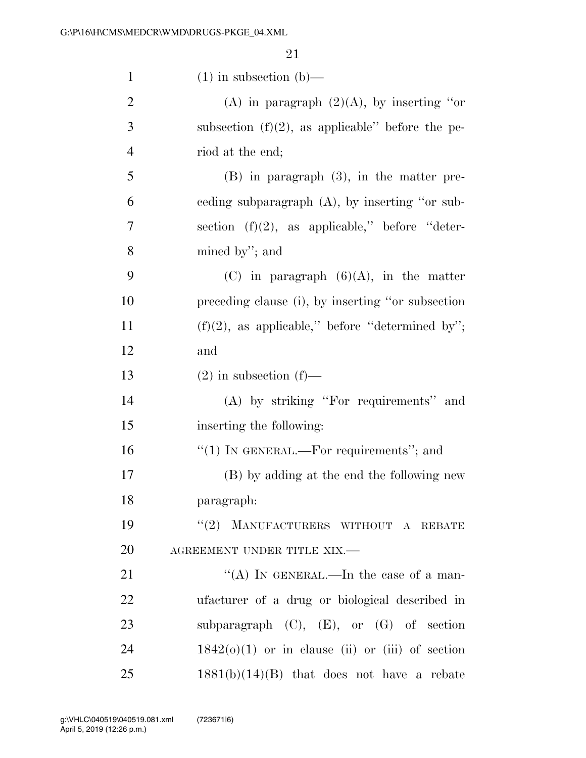(1) in subsection (b)—

(A) in paragraph (2)(A), by inserting "or subsection (f)(2), as applicable" before the period at the end;

(B) in paragraph (3), in the matter preceding subparagraph (A), by inserting "or subsection (f)(2), as applicable," before "determined by"; and

(C) in paragraph (6)(A), in the matter preceding clause (i), by inserting "or subsection (f)(2), as applicable," before "determined by"; and

(2) in subsection (f)—

(A) by striking "For requirements" and inserting the following:

"(1) IN GENERAL.—For requirements"; and

(B) by adding at the end the following new paragraph:

"(2) MANUFACTURERS WITHOUT A REBATE AGREEMENT UNDER TITLE XIX.—

"(A) IN GENERAL.—In the case of a manufacturer of a drug or biological described in subparagraph (C), (E), or (G) of section 1842(o)(1) or in clause (ii) or (iii) of section 1881(b)(14)(B) that does not have a rebate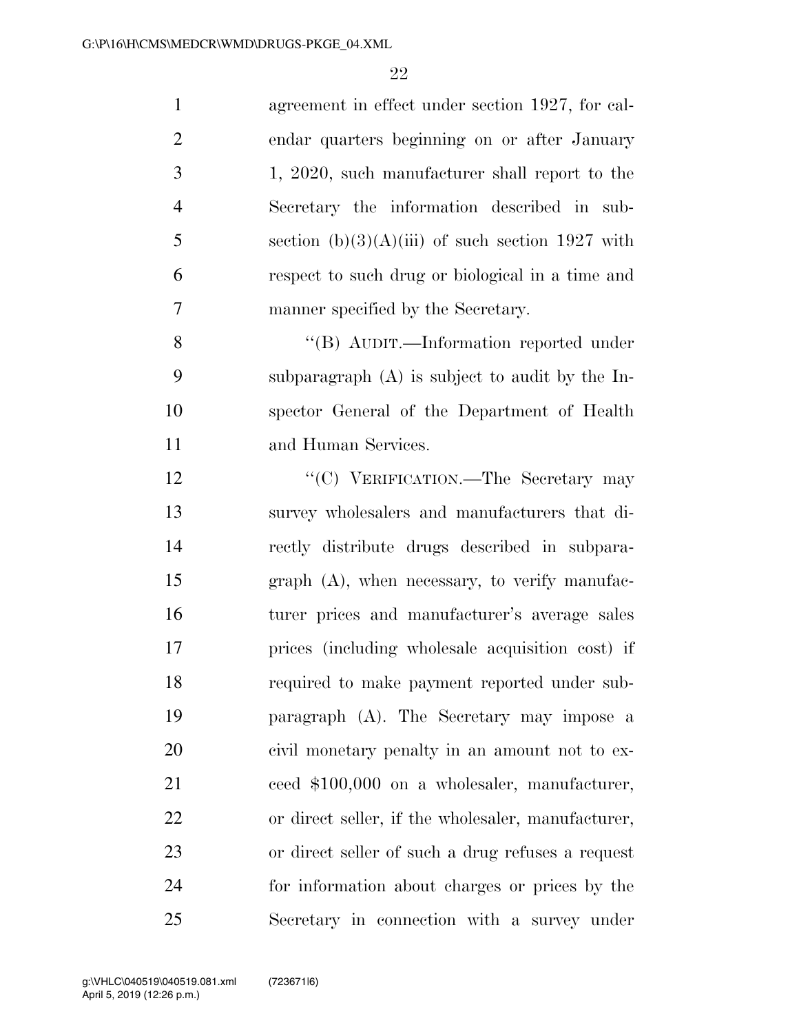agreement in effect under section 1927, for calendar quarters beginning on or after January 1, 2020, such manufacturer shall report to the Secretary the information described in subsection (b)(3)(A)(iii) of such section 1927 with respect to such drug or biological in a time and manner specified by the Secretary.

"(B) AUDIT.—Information reported under subparagraph (A) is subject to audit by the Inspector General of the Department of Health and Human Services.

"(C) VERIFICATION.—The Secretary may survey wholesalers and manufacturers that directly distribute drugs described in subparagraph (A), when necessary, to verify manufacturer prices and manufacturer's average sales prices (including wholesale acquisition cost) if required to make payment reported under subparagraph (A). The Secretary may impose a civil monetary penalty in an amount not to exceed $100,000 on a wholesaler, manufacturer, or direct seller, if the wholesaler, manufacturer, or direct seller of such a drug refuses a request for information about charges or prices by the Secretary in connection with a survey under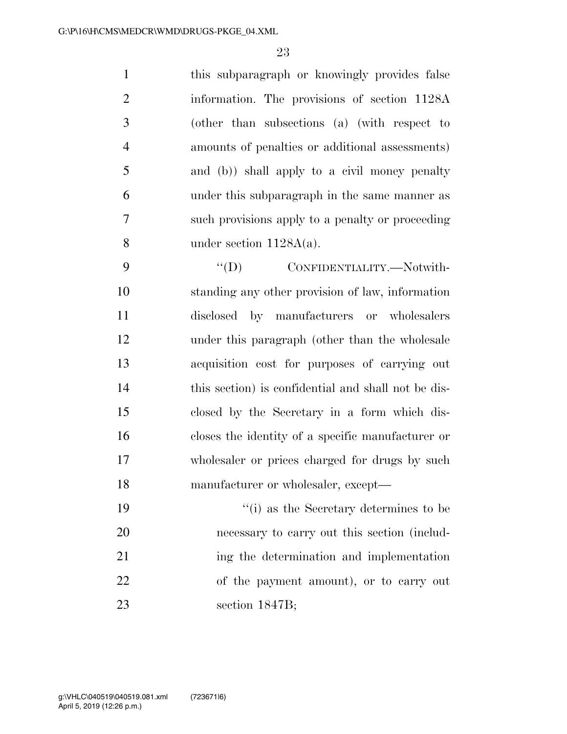this subparagraph or knowingly provides false information. The provisions of section 1128A (other than subsections (a) (with respect to amounts of penalties or additional assessments) and (b)) shall apply to a civil money penalty under this subparagraph in the same manner as such provisions apply to a penalty or proceeding under section 1128A(a).

"(D) CONFIDENTIALITY.—Notwithstanding any other provision of law, information disclosed by manufacturers or wholesalers under this paragraph (other than the wholesale acquisition cost for purposes of carrying out this section) is confidential and shall not be disclosed by the Secretary in a form which discloses the identity of a specific manufacturer or wholesaler or prices charged for drugs by such manufacturer or wholesaler, except—

"(i) as the Secretary determines to be necessary to carry out this section (including the determination and implementation of the payment amount), or to carry out section 1847B;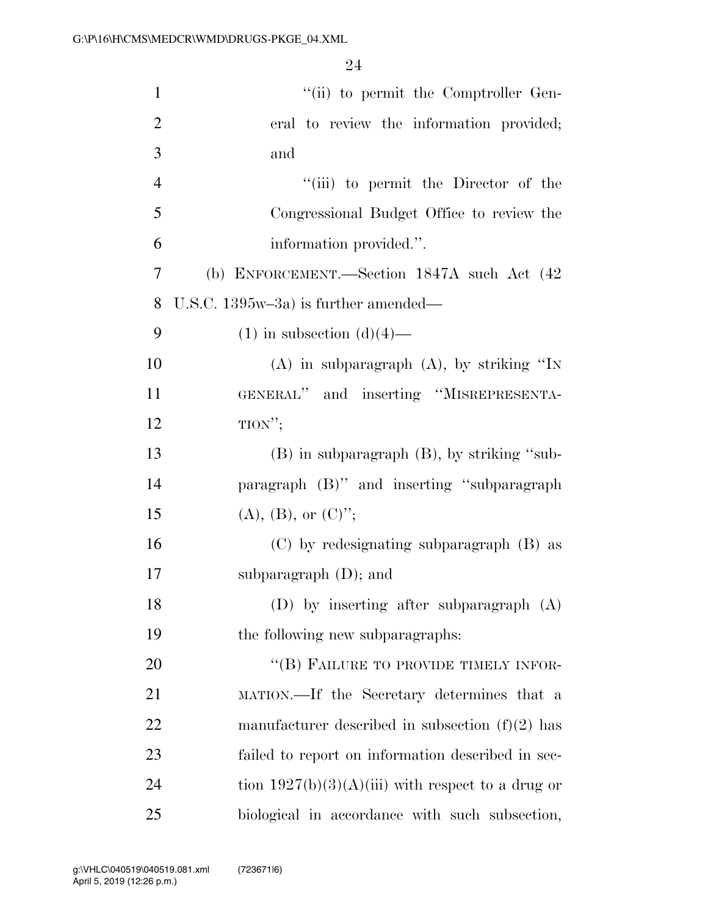"(ii) to permit the Comptroller General to review the information provided; and

"(iii) to permit the Director of the Congressional Budget Office to review the information provided.".

(b) ENFORCEMENT.—Section 1847A such Act (42 U.S.C. 1395w–3a) is further amended—

(1) in subsection (d)(4)—

(A) in subparagraph (A), by striking "IN GENERAL" and inserting "MISREPRESENTATION";

(B) in subparagraph (B), by striking "subparagraph (B)" and inserting "subparagraph (A), (B), or (C)";

(C) by redesignating subparagraph (B) as subparagraph (D); and

(D) by inserting after subparagraph (A) the following new subparagraphs:

"(B) FAILURE TO PROVIDE TIMELY INFORMATION.—If the Secretary determines that a manufacturer described in subsection (f)(2) has failed to report on information described in section 1927(b)(3)(A)(iii) with respect to a drug or biological in accordance with such subsection,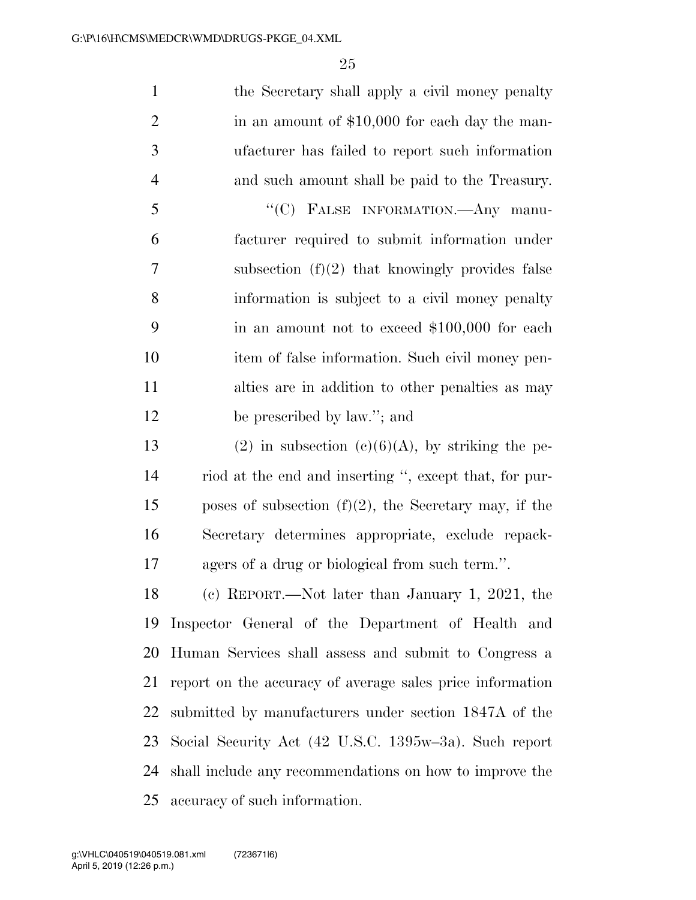the Secretary shall apply a civil money penalty in an amount of $10,000 for each day the manufacturer has failed to report such information and such amount shall be paid to the Treasury.

"(C) FALSE INFORMATION.—Any manufacturer required to submit information under subsection (f)(2) that knowingly provides false information is subject to a civil money penalty in an amount not to exceed $100,000 for each item of false information. Such civil money penalties are in addition to other penalties as may be prescribed by law."; and

(2) in subsection (c)(6)(A), by striking the period at the end and inserting ", except that, for purposes of subsection (f)(2), the Secretary may, if the Secretary determines appropriate, exclude repackagers of a drug or biological from such term.".

(c) REPORT.—Not later than January 1, 2021, the Inspector General of the Department of Health and Human Services shall assess and submit to Congress a report on the accuracy of average sales price information submitted by manufacturers under section 1847A of the Social Security Act (42 U.S.C. 1395w–3a). Such report shall include any recommendations on how to improve the accuracy of such information.